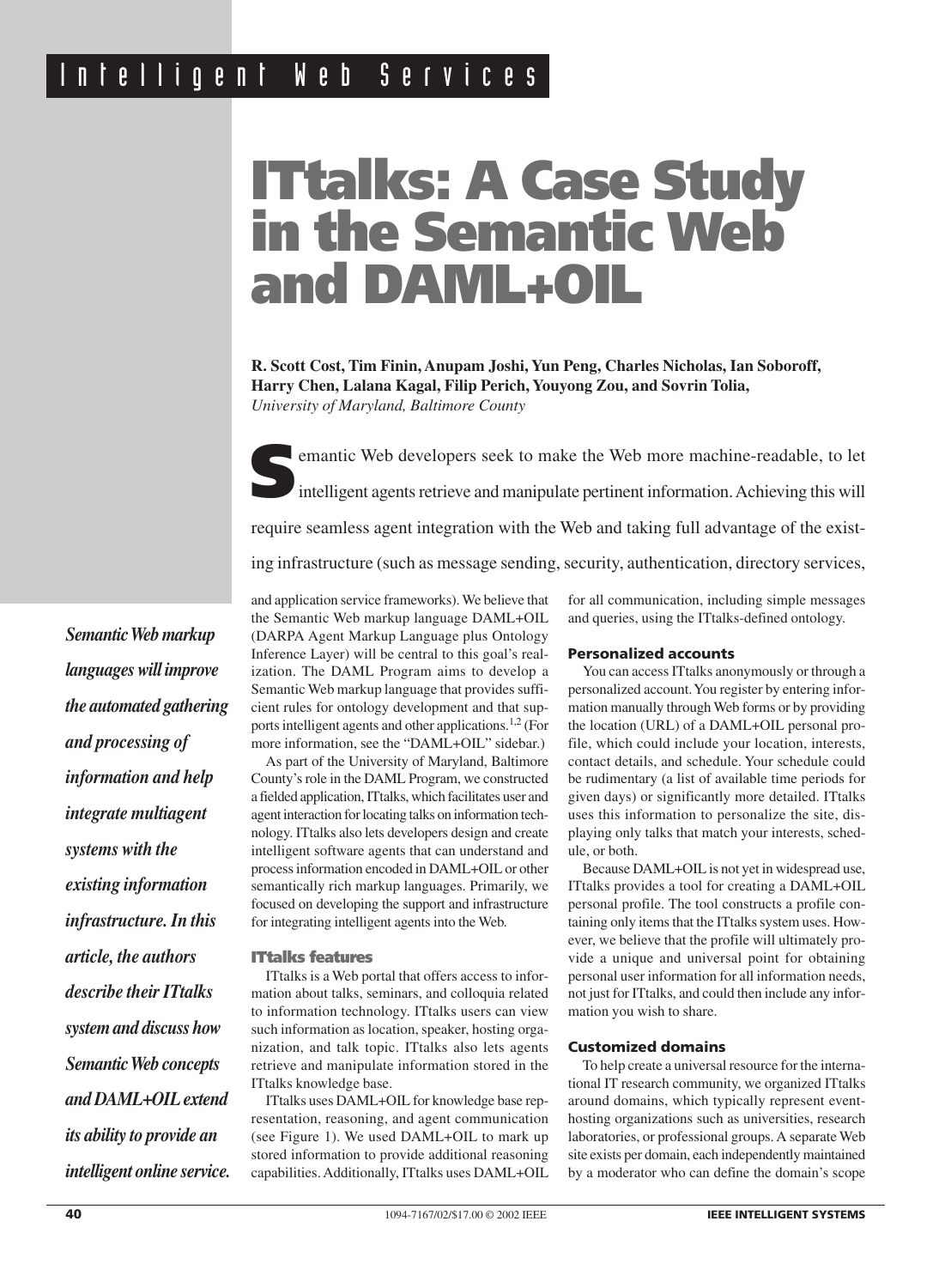# ITtalks: A Case Study in the Semantic Web and DAML+OIL

**R. Scott Cost, Tim Finin, Anupam Joshi, Yun Peng, Charles Nicholas, Ian Soboroff, Harry Chen, Lalana Kagal, Filip Perich, Youyong Zou, and Sovrin Tolia,**
*University of Maryland, Baltimore County*

***Semantic Web markup languages will improve the automated gathering and processing of information and help integrate multiagent systems with the existing information infrastructure. In this article, the authors describe their ITtalks system and discuss how Semantic Web concepts and DAML+OIL extend its ability to provide an intelligent online service.***

Semantic Web developers seek to make the Web more machine-readable, to let intelligent agents retrieve and manipulate pertinent information. Achieving this will require seamless agent integration with the Web and taking full advantage of the existing infrastructure (such as message sending, security, authentication, directory services, and application service frameworks). We believe that the Semantic Web markup language DAML+OIL (DARPA Agent Markup Language plus Ontology Inference Layer) will be central to this goal's realization. The DAML Program aims to develop a Semantic Web markup language that provides sufficient rules for ontology development and that supports intelligent agents and other applications.[1,2] (For more information, see the "DAML+OIL" sidebar.)

As part of the University of Maryland, Baltimore County's role in the DAML Program, we constructed a fielded application, ITtalks, which facilitates user and agent interaction for locating talks on information technology. ITtalks also lets developers design and create intelligent software agents that can understand and process information encoded in DAML+OIL or other semantically rich markup languages. Primarily, we focused on developing the support and infrastructure for integrating intelligent agents into the Web.

## ITtalks features

ITtalks is a Web portal that offers access to information about talks, seminars, and colloquia related to information technology. ITtalks users can view such information as location, speaker, hosting organization, and talk topic. ITtalks also lets agents retrieve and manipulate information stored in the ITtalks knowledge base.

ITtalks uses DAML+OIL for knowledge base representation, reasoning, and agent communication (see Figure 1). We used DAML+OIL to mark up stored information to provide additional reasoning capabilities. Additionally, ITtalks uses DAML+OIL for all communication, including simple messages and queries, using the ITtalks-defined ontology.

### Personalized accounts

You can access ITtalks anonymously or through a personalized account. You register by entering information manually through Web forms or by providing the location (URL) of a DAML+OIL personal profile, which could include your location, interests, contact details, and schedule. Your schedule could be rudimentary (a list of available time periods for given days) or significantly more detailed. ITtalks uses this information to personalize the site, displaying only talks that match your interests, schedule, or both.

Because DAML+OIL is not yet in widespread use, ITtalks provides a tool for creating a DAML+OIL personal profile. The tool constructs a profile containing only items that the ITtalks system uses. However, we believe that the profile will ultimately provide a unique and universal point for obtaining personal user information for all information needs, not just for ITtalks, and could then include any information you wish to share.

### Customized domains

To help create a universal resource for the international IT research community, we organized ITtalks around domains, which typically represent event-hosting organizations such as universities, research laboratories, or professional groups. A separate Web site exists per domain, each independently maintained by a moderator who can define the domain's scope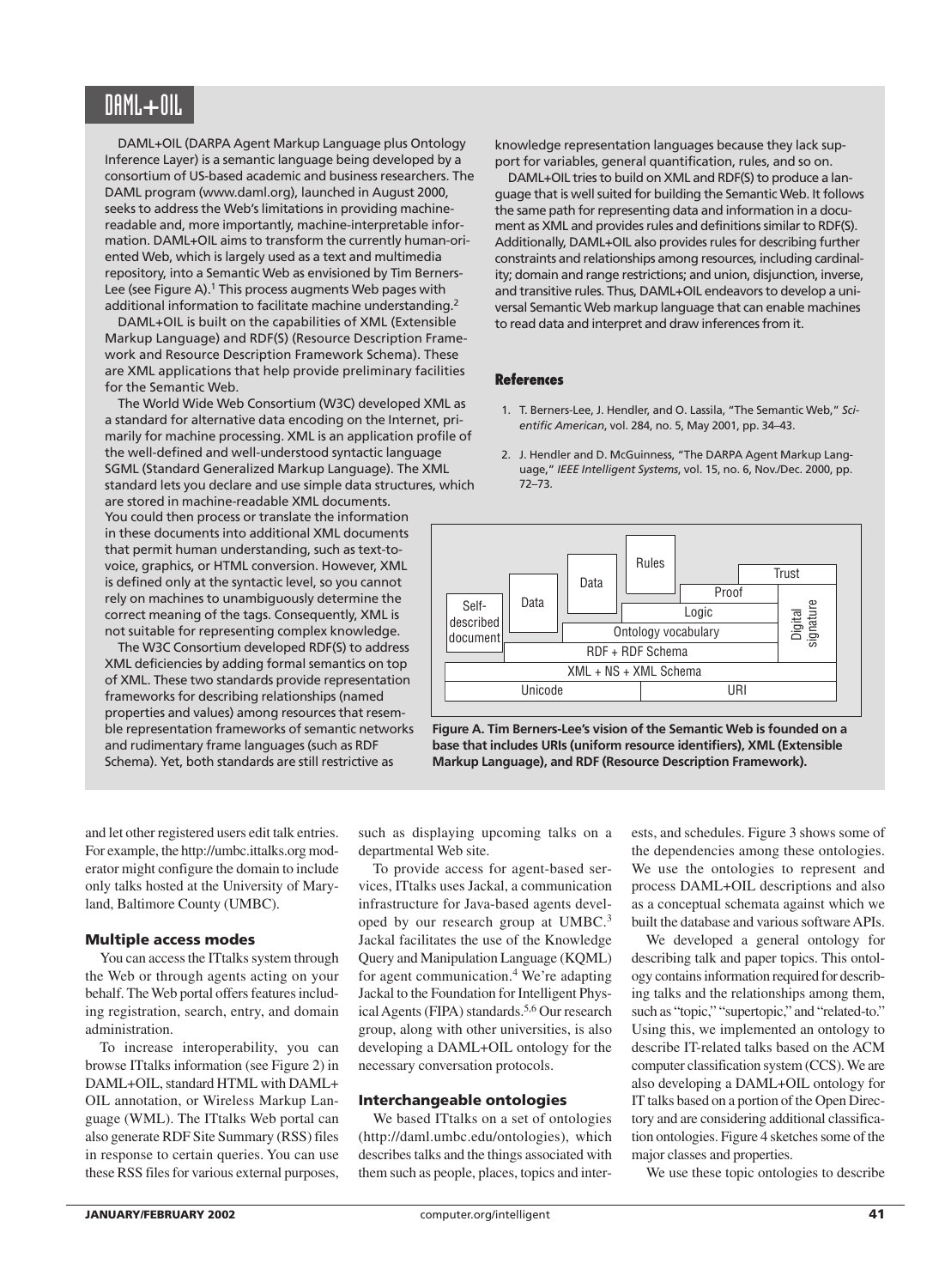## DAML+OIL

DAML+OIL (DARPA Agent Markup Language plus Ontology Inference Layer) is a semantic language being developed by a consortium of US-based academic and business researchers. The DAML program (www.daml.org), launched in August 2000, seeks to address the Web's limitations in providing machine-readable and, more importantly, machine-interpretable information. DAML+OIL aims to transform the currently human-oriented Web, which is largely used as a text and multimedia repository, into a Semantic Web as envisioned by Tim Berners-Lee (see Figure A).[1] This process augments Web pages with additional information to facilitate machine understanding.[2]

DAML+OIL is built on the capabilities of XML (Extensible Markup Language) and RDF(S) (Resource Description Framework and Resource Description Framework Schema). These are XML applications that help provide preliminary facilities for the Semantic Web.

The World Wide Web Consortium (W3C) developed XML as a standard for alternative data encoding on the Internet, primarily for machine processing. XML is an application profile of the well-defined and well-understood syntactic language SGML (Standard Generalized Markup Language). The XML standard lets you declare and use simple data structures, which are stored in machine-readable XML documents. You could then process or translate the information in these documents into additional XML documents that permit human understanding, such as text-to-voice, graphics, or HTML conversion. However, XML is defined only at the syntactic level, so you cannot rely on machines to unambiguously determine the correct meaning of the tags. Consequently, XML is not suitable for representing complex knowledge.

The W3C Consortium developed RDF(S) to address XML deficiencies by adding formal semantics on top of XML. These two standards provide representation frameworks for describing relationships (named properties and values) among resources that resemble representation frameworks of semantic networks and rudimentary frame languages (such as RDF Schema). Yet, both standards are still restrictive as knowledge representation languages because they lack support for variables, general quantification, rules, and so on.

DAML+OIL tries to build on XML and RDF(S) to produce a language that is well suited for building the Semantic Web. It follows the same path for representing data and information in a document as XML and provides rules and definitions similar to RDF(S). Additionally, DAML+OIL also provides rules for describing further constraints and relationships among resources, including cardinality; domain and range restrictions; and union, disjunction, inverse, and transitive rules. Thus, DAML+OIL endeavors to develop a universal Semantic Web markup language that can enable machines to read data and interpret and draw inferences from it.

### References

1. T. Berners-Lee, J. Hendler, and O. Lassila, "The Semantic Web," *Scientific American*, vol. 284, no. 5, May 2001, pp. 34–43.
2. J. Hendler and D. McGuinness, "The DARPA Agent Markup Language," *IEEE Intelligent Systems*, vol. 15, no. 6, Nov./Dec. 2000, pp. 72–73.

Figure A. Tim Berners-Lee's vision of the Semantic Web is founded on a base that includes URIs (uniform resource identifiers), XML (Extensible Markup Language), and RDF (Resource Description Framework).

and let other registered users edit talk entries. For example, the http://umbc.ittalks.org moderator might configure the domain to include only talks hosted at the University of Maryland, Baltimore County (UMBC).

### Multiple access modes

You can access the ITtalks system through the Web or through agents acting on your behalf. The Web portal offers features including registration, search, entry, and domain administration.

To increase interoperability, you can browse ITtalks information (see Figure 2) in DAML+OIL, standard HTML with DAML+OIL annotation, or Wireless Markup Language (WML). The ITtalks Web portal can also generate RDF Site Summary (RSS) files in response to certain queries. You can use these RSS files for various external purposes, such as displaying upcoming talks on a departmental Web site.

To provide access for agent-based services, ITtalks uses Jackal, a communication infrastructure for Java-based agents developed by our research group at UMBC.[3] Jackal facilitates the use of the Knowledge Query and Manipulation Language (KQML) for agent communication.[4] We're adapting Jackal to the Foundation for Intelligent Physical Agents (FIPA) standards.[5,6] Our research group, along with other universities, is also developing a DAML+OIL ontology for the necessary conversation protocols.

### Interchangeable ontologies

We based ITtalks on a set of ontologies (http://daml.umbc.edu/ontologies), which describes talks and the things associated with them such as people, places, topics and interests, and schedules. Figure 3 shows some of the dependencies among these ontologies. We use the ontologies to represent and process DAML+OIL descriptions and also as a conceptual schemata against which we built the database and various software APIs.

We developed a general ontology for describing talk and paper topics. This ontology contains information required for describing talks and the relationships among them, such as "topic," "supertopic," and "related-to." Using this, we implemented an ontology to describe IT-related talks based on the ACM computer classification system (CCS). We are also developing a DAML+OIL ontology for IT talks based on a portion of the Open Directory and are considering additional classification ontologies. Figure 4 sketches some of the major classes and properties.

We use these topic ontologies to describe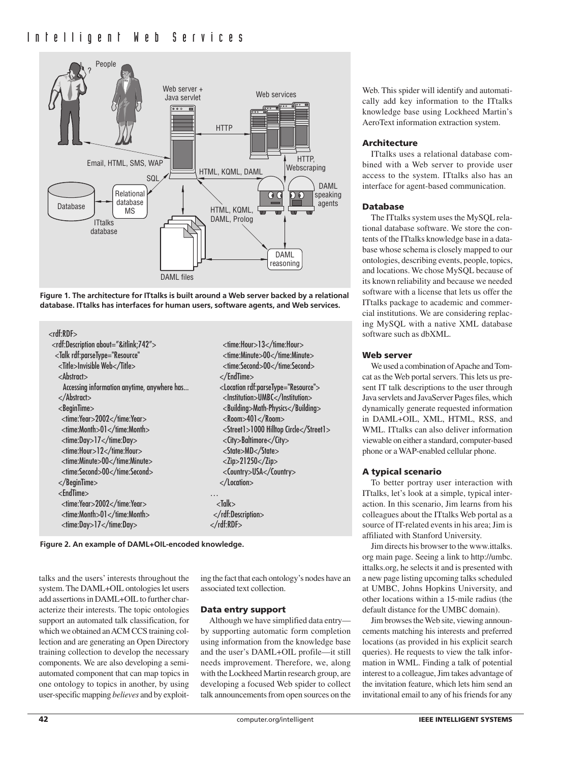Figure 1. The architecture for ITtalks is built around a Web server backed by a relational database. ITtalks has interfaces for human users, software agents, and Web services.

```
<rdf:RDF>
 <rdf:Description about="&itlink;742">
  <Talk rdf:parseType="Resource"
   <Title>Invisible Web</Title>
   <Abstract>
     Accessing information anytime, anywhere has...
   </Abstract>
   <BeginTime>
    <time:Year>2002</time:Year>
    <time:Month>01</time:Month>
    <time:Day>17</time:Day>
    <time:Hour>12</time:Hour>
    <time:Minute>00</time:Minute>
    <time:Second>00</time:Second>
   </BeginTime>
   <EndTime>
    <time:Year>2002</time:Year>
    <time:Month>01</time:Month>
    <time:Day>17</time:Day>
    <time:Hour>13</time:Hour>
    <time:Minute>00</time:Minute>
    <time:Second>00</time:Second>
   </EndTime>
   <Location rdf:parseType="Resource">
    <Institution>UMBC</Institution>
    <Building>Math-Physics</Building>
    <Room>401</Room>
    <Street1>1000 Hilltop Circle</Street1>
    <City>Baltimore</City>
    <State>MD</State>
    <Zip>21250</Zip>
    <Country>USA</Country>
   </Location>
…
  <Talk>
 </rdf:Description>
</rdf:RDF>
```

Figure 2. An example of DAML+OIL-encoded knowledge.

talks and the users' interests throughout the system. The DAML+OIL ontologies let users add assertions in DAML+OIL to further characterize their interests. The topic ontologies support an automated talk classification, for which we obtained an ACM CCS training collection and are generating an Open Directory training collection to develop the necessary components. We are also developing a semi-automated component that can map topics in one ontology to topics in another, by using user-specific mapping *believes* and by exploiting the fact that each ontology's nodes have an associated text collection.

### Data entry support

Although we have simplified data entry—by supporting automatic form completion using information from the knowledge base and the user's DAML+OIL profile—it still needs improvement. Therefore, we, along with the Lockheed Martin research group, are developing a focused Web spider to collect talk announcements from open sources on the Web. This spider will identify and automatically add key information to the ITtalks knowledge base using Lockheed Martin's AeroText information extraction system.

### Architecture

ITtalks uses a relational database combined with a Web server to provide user access to the system. ITtalks also has an interface for agent-based communication.

### Database

The ITtalks system uses the MySQL relational database software. We store the contents of the ITtalks knowledge base in a database whose schema is closely mapped to our ontologies, describing events, people, topics, and locations. We chose MySQL because of its known reliability and because we needed software with a license that lets us offer the ITtalks package to academic and commercial institutions. We are considering replacing MySQL with a native XML database software such as dbXML.

### Web server

We used a combination of Apache and Tomcat as the Web portal servers. This lets us present IT talk descriptions to the user through Java servlets and JavaServer Pages files, which dynamically generate requested information in DAML+OIL, XML, HTML, RSS, and WML. ITtalks can also deliver information viewable on either a standard, computer-based phone or a WAP-enabled cellular phone.

### A typical scenario

To better portray user interaction with ITtalks, let's look at a simple, typical interaction. In this scenario, Jim learns from his colleagues about the ITtalks Web portal as a source of IT-related events in his area; Jim is affiliated with Stanford University.

Jim directs his browser to the www.ittalks.org main page. Seeing a link to http://umbc.ittalks.org, he selects it and is presented with a new page listing upcoming talks scheduled at UMBC, Johns Hopkins University, and other locations within a 15-mile radius (the default distance for the UMBC domain).

Jim browses the Web site, viewing announcements matching his interests and preferred locations (as provided in his explicit search queries). He requests to view the talk information in WML. Finding a talk of potential interest to a colleague, Jim takes advantage of the invitation feature, which lets him send an invitational email to any of his friends for any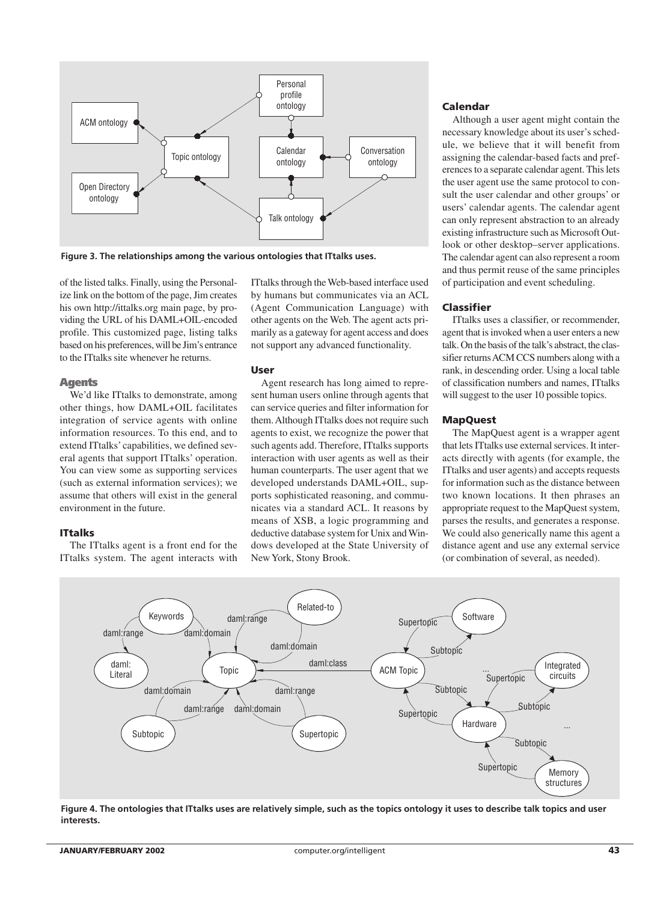Figure 3. The relationships among the various ontologies that ITtalks uses.

of the listed talks. Finally, using the Personalize link on the bottom of the page, Jim creates his own http://ittalks.org main page, by providing the URL of his DAML+OIL-encoded profile. This customized page, listing talks based on his preferences, will be Jim's entrance to the ITtalks site whenever he returns.

## Agents

We'd like ITtalks to demonstrate, among other things, how DAML+OIL facilitates integration of service agents with online information resources. To this end, and to extend ITtalks' capabilities, we defined several agents that support ITtalks' operation. You can view some as supporting services (such as external information services); we assume that others will exist in the general environment in the future.

### ITtalks

The ITtalks agent is a front end for the ITtalks system. The agent interacts with ITtalks through the Web-based interface used by humans but communicates via an ACL (Agent Communication Language) with other agents on the Web. The agent acts primarily as a gateway for agent access and does not support any advanced functionality.

### User

Agent research has long aimed to represent human users online through agents that can service queries and filter information for them. Although ITtalks does not require such agents to exist, we recognize the power that such agents add. Therefore, ITtalks supports interaction with user agents as well as their human counterparts. The user agent that we developed understands DAML+OIL, supports sophisticated reasoning, and communicates via a standard ACL. It reasons by means of XSB, a logic programming and deductive database system for Unix and Windows developed at the State University of New York, Stony Brook.

### Calendar

Although a user agent might contain the necessary knowledge about its user's schedule, we believe that it will benefit from assigning the calendar-based facts and preferences to a separate calendar agent. This lets the user agent use the same protocol to consult the user calendar and other groups' or users' calendar agents. The calendar agent can only represent abstraction to an already existing infrastructure such as Microsoft Outlook or other desktop–server applications. The calendar agent can also represent a room and thus permit reuse of the same principles of participation and event scheduling.

### Classifier

ITtalks uses a classifier, or recommender, agent that is invoked when a user enters a new talk. On the basis of the talk's abstract, the classifier returns ACM CCS numbers along with a rank, in descending order. Using a local table of classification numbers and names, ITtalks will suggest to the user 10 possible topics.

### MapQuest

The MapQuest agent is a wrapper agent that lets ITtalks use external services. It interacts directly with agents (for example, the ITtalks and user agents) and accepts requests for information such as the distance between two known locations. It then phrases an appropriate request to the MapQuest system, parses the results, and generates a response. We could also generically name this agent a distance agent and use any external service (or combination of several, as needed).

Figure 4. The ontologies that ITtalks uses are relatively simple, such as the topics ontology it uses to describe talk topics and user interests.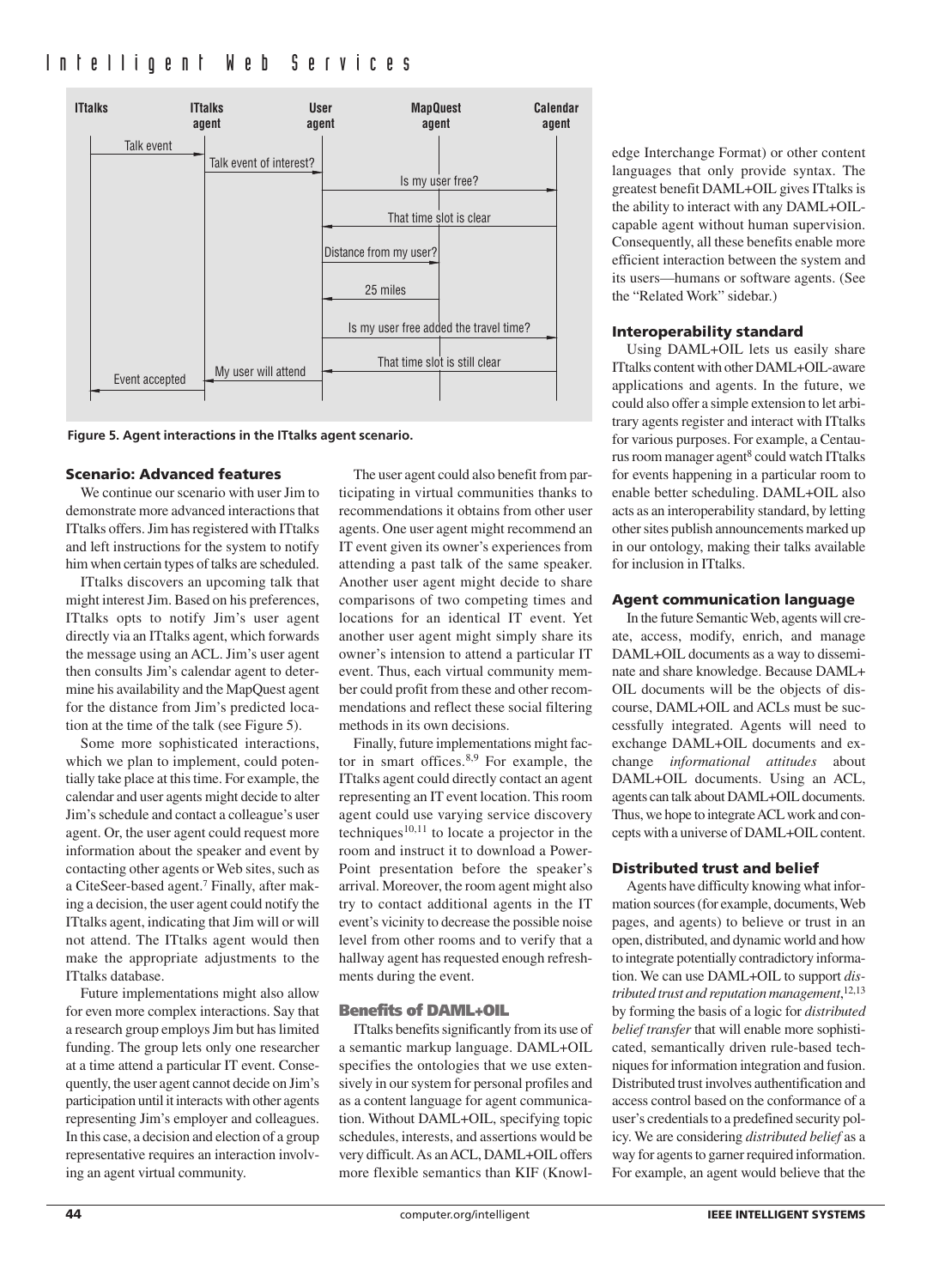**Figure 5. Agent interactions in the ITtalks agent scenario.**

### Scenario: Advanced features

We continue our scenario with user Jim to demonstrate more advanced interactions that ITtalks offers. Jim has registered with ITtalks and left instructions for the system to notify him when certain types of talks are scheduled.

ITtalks discovers an upcoming talk that might interest Jim. Based on his preferences, ITtalks opts to notify Jim's user agent directly via an ITtalks agent, which forwards the message using an ACL. Jim's user agent then consults Jim's calendar agent to determine his availability and the MapQuest agent for the distance from Jim's predicted location at the time of the talk (see Figure 5).

Some more sophisticated interactions, which we plan to implement, could potentially take place at this time. For example, the calendar and user agents might decide to alter Jim's schedule and contact a colleague's user agent. Or, the user agent could request more information about the speaker and event by contacting other agents or Web sites, such as a CiteSeer-based agent.[7] Finally, after making a decision, the user agent could notify the ITtalks agent, indicating that Jim will or will not attend. The ITtalks agent would then make the appropriate adjustments to the ITtalks database.

Future implementations might also allow for even more complex interactions. Say that a research group employs Jim but has limited funding. The group lets only one researcher at a time attend a particular IT event. Consequently, the user agent cannot decide on Jim's participation until it interacts with other agents representing Jim's employer and colleagues. In this case, a decision and election of a group representative requires an interaction involving an agent virtual community.

The user agent could also benefit from participating in virtual communities thanks to recommendations it obtains from other user agents. One user agent might recommend an IT event given its owner's experiences from attending a past talk of the same speaker. Another user agent might decide to share comparisons of two competing times and locations for an identical IT event. Yet another user agent might simply share its owner's intension to attend a particular IT event. Thus, each virtual community member could profit from these and other recommendations and reflect these social filtering methods in its own decisions.

Finally, future implementations might factor in smart offices.[8,9] For example, the ITtalks agent could directly contact an agent representing an IT event location. This room agent could use varying service discovery techniques[10,11] to locate a projector in the room and instruct it to download a PowerPoint presentation before the speaker's arrival. Moreover, the room agent might also try to contact additional agents in the IT event's vicinity to decrease the possible noise level from other rooms and to verify that a hallway agent has requested enough refreshments during the event.

### Benefits of DAML+OIL

ITtalks benefits significantly from its use of a semantic markup language. DAML+OIL specifies the ontologies that we use extensively in our system for personal profiles and as a content language for agent communication. Without DAML+OIL, specifying topic schedules, interests, and assertions would be very difficult. As an ACL, DAML+OIL offers more flexible semantics than KIF (Knowledge Interchange Format) or other content languages that only provide syntax. The greatest benefit DAML+OIL gives ITtalks is the ability to interact with any DAML+OIL-capable agent without human supervision. Consequently, all these benefits enable more efficient interaction between the system and its users—humans or software agents. (See the "Related Work" sidebar.)

### Interoperability standard

Using DAML+OIL lets us easily share ITtalks content with other DAML+OIL-aware applications and agents. In the future, we could also offer a simple extension to let arbitrary agents register and interact with ITtalks for various purposes. For example, a Centaurus room manager agent[8] could watch ITtalks for events happening in a particular room to enable better scheduling. DAML+OIL also acts as an interoperability standard, by letting other sites publish announcements marked up in our ontology, making their talks available for inclusion in ITtalks.

### Agent communication language

In the future Semantic Web, agents will create, access, modify, enrich, and manage DAML+OIL documents as a way to disseminate and share knowledge. Because DAML+OIL documents will be the objects of discourse, DAML+OIL and ACLs must be successfully integrated. Agents will need to exchange DAML+OIL documents and exchange *informational attitudes* about DAML+OIL documents. Using an ACL, agents can talk about DAML+OIL documents. Thus, we hope to integrate ACL work and concepts with a universe of DAML+OIL content.

### Distributed trust and belief

Agents have difficulty knowing what information sources (for example, documents, Web pages, and agents) to believe or trust in an open, distributed, and dynamic world and how to integrate potentially contradictory information. We can use DAML+OIL to support *distributed trust and reputation management*,[12,13] by forming the basis of a logic for *distributed belief transfer* that will enable more sophisticated, semantically driven rule-based techniques for information integration and fusion. Distributed trust involves authentification and access control based on the conformance of a user's credentials to a predefined security policy. We are considering *distributed belief* as a way for agents to garner required information. For example, an agent would believe that the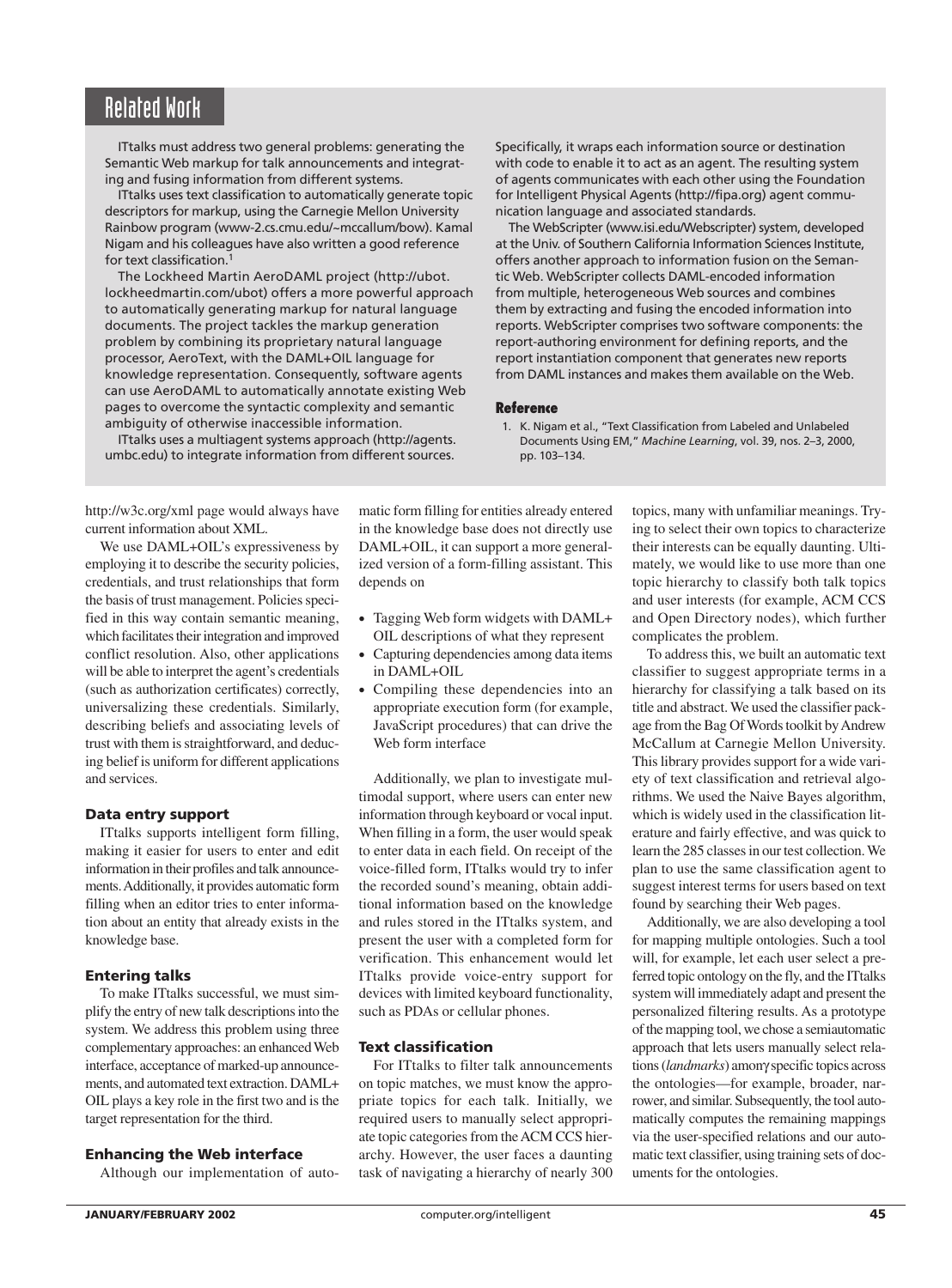## Related Work

ITtalks must address two general problems: generating the Semantic Web markup for talk announcements and integrating and fusing information from different systems.

ITtalks uses text classification to automatically generate topic descriptors for markup, using the Carnegie Mellon University Rainbow program (www-2.cs.cmu.edu/~mccallum/bow). Kamal Nigam and his colleagues have also written a good reference for text classification.[1]

The Lockheed Martin AeroDAML project (http://ubot.lockheedmartin.com/ubot) offers a more powerful approach to automatically generating markup for natural language documents. The project tackles the markup generation problem by combining its proprietary natural language processor, AeroText, with the DAML+OIL language for knowledge representation. Consequently, software agents can use AeroDAML to automatically annotate existing Web pages to overcome the syntactic complexity and semantic ambiguity of otherwise inaccessible information.

ITtalks uses a multiagent systems approach (http://agents.umbc.edu) to integrate information from different sources. Specifically, it wraps each information source or destination with code to enable it to act as an agent. The resulting system of agents communicates with each other using the Foundation for Intelligent Physical Agents (http://fipa.org) agent communication language and associated standards.

The WebScripter (www.isi.edu/Webscripter) system, developed at the Univ. of Southern California Information Sciences Institute, offers another approach to information fusion on the Semantic Web. WebScripter collects DAML-encoded information from multiple, heterogeneous Web sources and combines them by extracting and fusing the encoded information into reports. WebScripter comprises two software components: the report-authoring environment for defining reports, and the report instantiation component that generates new reports from DAML instances and makes them available on the Web.

### Reference

1. K. Nigam et al., "Text Classification from Labeled and Unlabeled Documents Using EM," *Machine Learning*, vol. 39, nos. 2–3, 2000, pp. 103–134.

---

http://w3c.org/xml page would always have current information about XML.

We use DAML+OIL's expressiveness by employing it to describe the security policies, credentials, and trust relationships that form the basis of trust management. Policies specified in this way contain semantic meaning, which facilitates their integration and improved conflict resolution. Also, other applications will be able to interpret the agent's credentials (such as authorization certificates) correctly, universalizing these credentials. Similarly, describing beliefs and associating levels of trust with them is straightforward, and deducing belief is uniform for different applications and services.

### Data entry support

ITtalks supports intelligent form filling, making it easier for users to enter and edit information in their profiles and talk announcements. Additionally, it provides automatic form filling when an editor tries to enter information about an entity that already exists in the knowledge base.

### Entering talks

To make ITtalks successful, we must simplify the entry of new talk descriptions into the system. We address this problem using three complementary approaches: an enhanced Web interface, acceptance of marked-up announcements, and automated text extraction. DAML+OIL plays a key role in the first two and is the target representation for the third.

### Enhancing the Web interface

Although our implementation of automatic form filling for entities already entered in the knowledge base does not directly use DAML+OIL, it can support a more generalized version of a form-filling assistant. This depends on

- Tagging Web form widgets with DAML+OIL descriptions of what they represent
- Capturing dependencies among data items in DAML+OIL
- Compiling these dependencies into an appropriate execution form (for example, JavaScript procedures) that can drive the Web form interface

Additionally, we plan to investigate multimodal support, where users can enter new information through keyboard or vocal input. When filling in a form, the user would speak to enter data in each field. On receipt of the voice-filled form, ITtalks would try to infer the recorded sound's meaning, obtain additional information based on the knowledge and rules stored in the ITtalks system, and present the user with a completed form for verification. This enhancement would let ITtalks provide voice-entry support for devices with limited keyboard functionality, such as PDAs or cellular phones.

### Text classification

For ITtalks to filter talk announcements on topic matches, we must know the appropriate topics for each talk. Initially, we required users to manually select appropriate topic categories from the ACM CCS hierarchy. However, the user faces a daunting task of navigating a hierarchy of nearly 300 topics, many with unfamiliar meanings. Trying to select their own topics to characterize their interests can be equally daunting. Ultimately, we would like to use more than one topic hierarchy to classify both talk topics and user interests (for example, ACM CCS and Open Directory nodes), which further complicates the problem.

To address this, we built an automatic text classifier to suggest appropriate terms in a hierarchy for classifying a talk based on its title and abstract. We used the classifier package from the Bag Of Words toolkit by Andrew McCallum at Carnegie Mellon University. This library provides support for a wide variety of text classification and retrieval algorithms. We used the Naive Bayes algorithm, which is widely used in the classification literature and fairly effective, and was quick to learn the 285 classes in our test collection. We plan to use the same classification agent to suggest interest terms for users based on text found by searching their Web pages.

Additionally, we are also developing a tool for mapping multiple ontologies. Such a tool will, for example, let each user select a preferred topic ontology on the fly, and the ITtalks system will immediately adapt and present the personalized filtering results. As a prototype of the mapping tool, we chose a semiautomatic approach that lets users manually select relations (*landmarks*) among specific topics across the ontologies—for example, broader, narrower, and similar. Subsequently, the tool automatically computes the remaining mappings via the user-specified relations and our automatic text classifier, using training sets of documents for the ontologies.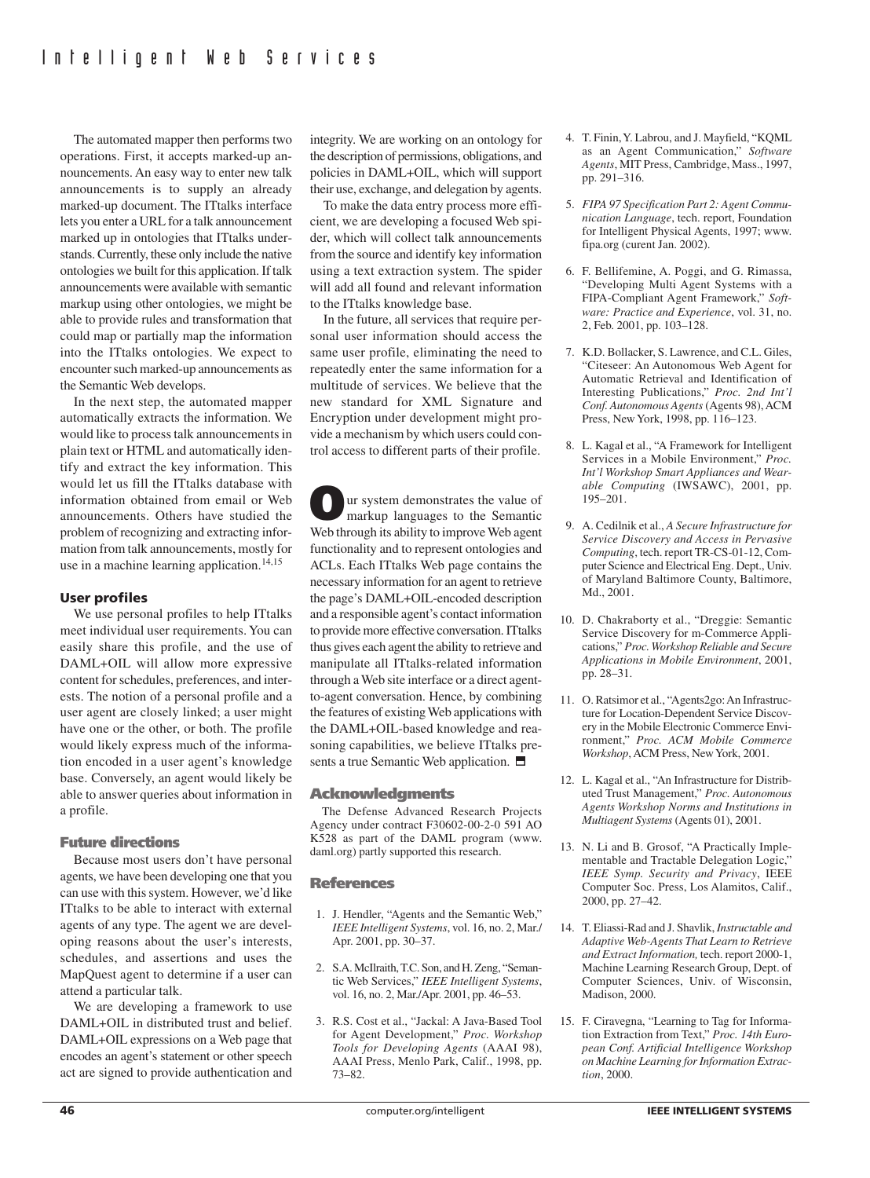The automated mapper then performs two operations. First, it accepts marked-up announcements. An easy way to enter new talk announcements is to supply an already marked-up document. The ITtalks interface lets you enter a URL for a talk announcement marked up in ontologies that ITtalks understands. Currently, these only include the native ontologies we built for this application. If talk announcements were available with semantic markup using other ontologies, we might be able to provide rules and transformation that could map or partially map the information into the ITtalks ontologies. We expect to encounter such marked-up announcements as the Semantic Web develops.

In the next step, the automated mapper automatically extracts the information. We would like to process talk announcements in plain text or HTML and automatically identify and extract the key information. This would let us fill the ITtalks database with information obtained from email or Web announcements. Others have studied the problem of recognizing and extracting information from talk announcements, mostly for use in a machine learning application.[14,15]

### User profiles

We use personal profiles to help ITtalks meet individual user requirements. You can easily share this profile, and the use of DAML+OIL will allow more expressive content for schedules, preferences, and interests. The notion of a personal profile and a user agent are closely linked; a user might have one or the other, or both. The profile would likely express much of the information encoded in a user agent's knowledge base. Conversely, an agent would likely be able to answer queries about information in a profile.

## Future directions

Because most users don't have personal agents, we have been developing one that you can use with this system. However, we'd like ITtalks to be able to interact with external agents of any type. The agent we are developing reasons about the user's interests, schedules, and assertions and uses the MapQuest agent to determine if a user can attend a particular talk.

We are developing a framework to use DAML+OIL in distributed trust and belief. DAML+OIL expressions on a Web page that encodes an agent's statement or other speech act are signed to provide authentication and integrity. We are working on an ontology for the description of permissions, obligations, and policies in DAML+OIL, which will support their use, exchange, and delegation by agents.

To make the data entry process more efficient, we are developing a focused Web spider, which will collect talk announcements from the source and identify key information using a text extraction system. The spider will add all found and relevant information to the ITtalks knowledge base.

In the future, all services that require personal user information should access the same user profile, eliminating the need to repeatedly enter the same information for a multitude of services. We believe that the new standard for XML Signature and Encryption under development might provide a mechanism by which users could control access to different parts of their profile.

Our system demonstrates the value of markup languages to the Semantic Web through its ability to improve Web agent functionality and to represent ontologies and ACLs. Each ITtalks Web page contains the necessary information for an agent to retrieve the page's DAML+OIL-encoded description and a responsible agent's contact information to provide more effective conversation. ITtalks thus gives each agent the ability to retrieve and manipulate all ITtalks-related information through a Web site interface or a direct agent-to-agent conversation. Hence, by combining the features of existing Web applications with the DAML+OIL-based knowledge and reasoning capabilities, we believe ITtalks presents a true Semantic Web application.

## Acknowledgments

The Defense Advanced Research Projects Agency under contract F30602-00-2-0 591 AO K528 as part of the DAML program (www.daml.org) partly supported this research.

## References

1. J. Hendler, "Agents and the Semantic Web," *IEEE Intelligent Systems*, vol. 16, no. 2, Mar./Apr. 2001, pp. 30–37.
2. S.A. McIlraith, T.C. Son, and H. Zeng, "Semantic Web Services," *IEEE Intelligent Systems*, vol. 16, no. 2, Mar./Apr. 2001, pp. 46–53.
3. R.S. Cost et al., "Jackal: A Java-Based Tool for Agent Development," *Proc. Workshop Tools for Developing Agents* (AAAI 98), AAAI Press, Menlo Park, Calif., 1998, pp. 73–82.
4. T. Finin, Y. Labrou, and J. Mayfield, "KQML as an Agent Communication," *Software Agents*, MIT Press, Cambridge, Mass., 1997, pp. 291–316.
5. *FIPA 97 Specification Part 2: Agent Communication Language*, tech. report, Foundation for Intelligent Physical Agents, 1997; www.fipa.org (curent Jan. 2002).
6. F. Bellifemine, A. Poggi, and G. Rimassa, "Developing Multi Agent Systems with a FIPA-Compliant Agent Framework," *Software: Practice and Experience*, vol. 31, no. 2, Feb. 2001, pp. 103–128.
7. K.D. Bollacker, S. Lawrence, and C.L. Giles, "Citeseer: An Autonomous Web Agent for Automatic Retrieval and Identification of Interesting Publications," *Proc. 2nd Int'l Conf. Autonomous Agents* (Agents 98), ACM Press, New York, 1998, pp. 116–123.
8. L. Kagal et al., "A Framework for Intelligent Services in a Mobile Environment," *Proc. Int'l Workshop Smart Appliances and Wearable Computing* (IWSAWC), 2001, pp. 195–201.
9. A. Cedilnik et al., *A Secure Infrastructure for Service Discovery and Access in Pervasive Computing*, tech. report TR-CS-01-12, Computer Science and Electrical Eng. Dept., Univ. of Maryland Baltimore County, Baltimore, Md., 2001.
10. D. Chakraborty et al., "Dreggie: Semantic Service Discovery for m-Commerce Applications," *Proc. Workshop Reliable and Secure Applications in Mobile Environment*, 2001, pp. 28–31.
11. O. Ratsimor et al., "Agents2go: An Infrastructure for Location-Dependent Service Discovery in the Mobile Electronic Commerce Environment," *Proc. ACM Mobile Commerce Workshop*, ACM Press, New York, 2001.
12. L. Kagal et al., "An Infrastructure for Distributed Trust Management," *Proc. Autonomous Agents Workshop Norms and Institutions in Multiagent Systems* (Agents 01), 2001.
13. N. Li and B. Grosof, "A Practically Implementable and Tractable Delegation Logic," *IEEE Symp. Security and Privacy*, IEEE Computer Soc. Press, Los Alamitos, Calif., 2000, pp. 27–42.
14. T. Eliassi-Rad and J. Shavlik, *Instructable and Adaptive Web-Agents That Learn to Retrieve and Extract Information,* tech. report 2000-1, Machine Learning Research Group, Dept. of Computer Sciences, Univ. of Wisconsin, Madison, 2000.
15. F. Ciravegna, "Learning to Tag for Information Extraction from Text," *Proc. 14th European Conf. Artificial Intelligence Workshop on Machine Learning for Information Extraction*, 2000.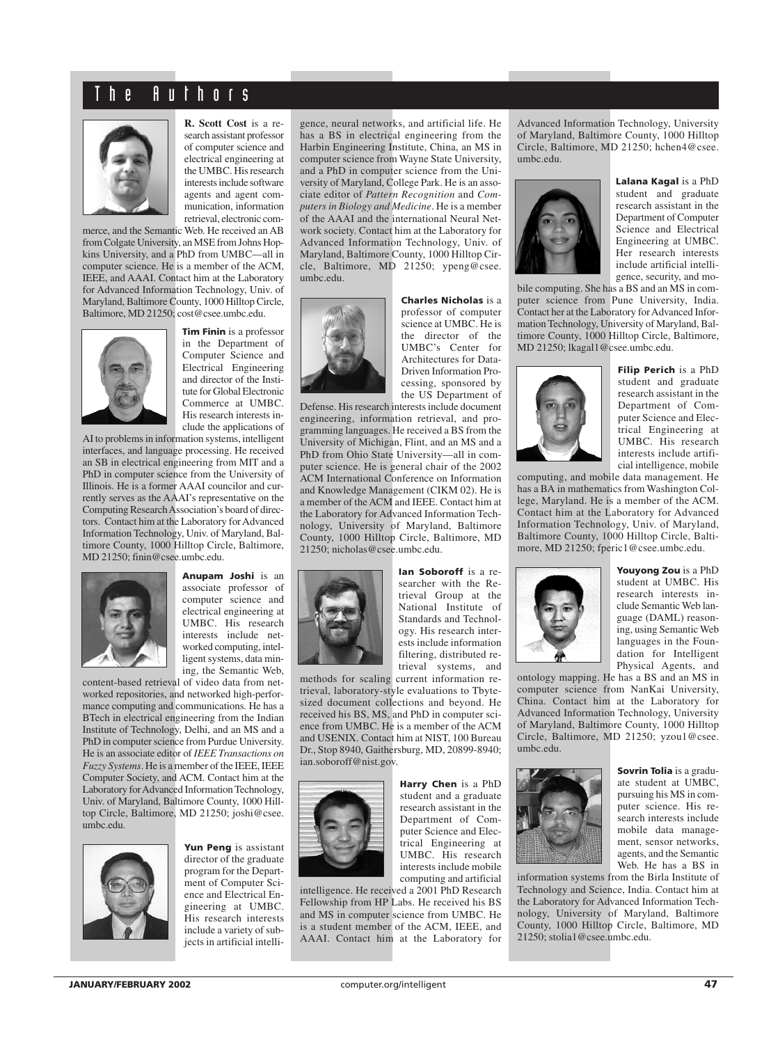# The Authors

**R. Scott Cost** is a research assistant professor of computer science and electrical engineering at the UMBC. His research interests include software agents and agent communication, information retrieval, electronic commerce, and the Semantic Web. He received an AB from Colgate University, an MSE from Johns Hopkins University, and a PhD from UMBC—all in computer science. He is a member of the ACM, IEEE, and AAAI. Contact him at the Laboratory for Advanced Information Technology, Univ. of Maryland, Baltimore County, 1000 Hilltop Circle, Baltimore, MD 21250; cost@csee.umbc.edu.

**Tim Finin** is a professor in the Department of Computer Science and Electrical Engineering and director of the Institute for Global Electronic Commerce at UMBC. His research interests include the applications of AI to problems in information systems, intelligent interfaces, and language processing. He received an SB in electrical engineering from MIT and a PhD in computer science from the University of Illinois. He is a former AAAI councilor and currently serves as the AAAI's representative on the Computing Research Association's board of directors. Contact him at the Laboratory for Advanced Information Technology, Univ. of Maryland, Baltimore County, 1000 Hilltop Circle, Baltimore, MD 21250; finin@csee.umbc.edu.

**Anupam Joshi** is an associate professor of computer science and electrical engineering at UMBC. His research interests include networked computing, intelligent systems, data mining, the Semantic Web, content-based retrieval of video data from networked repositories, and networked high-performance computing and communications. He has a BTech in electrical engineering from the Indian Institute of Technology, Delhi, and an MS and a PhD in computer science from Purdue University. He is an associate editor of *IEEE Transactions on Fuzzy Systems*. He is a member of the IEEE, IEEE Computer Society, and ACM. Contact him at the Laboratory for Advanced Information Technology, Univ. of Maryland, Baltimore County, 1000 Hilltop Circle, Baltimore, MD 21250; joshi@csee.umbc.edu.

**Yun Peng** is assistant director of the graduate program for the Department of Computer Science and Electrical Engineering at UMBC. His research interests include a variety of subjects in artificial intelligence, neural networks, and artificial life. He has a BS in electrical engineering from the Harbin Engineering Institute, China, an MS in computer science from Wayne State University, and a PhD in computer science from the University of Maryland, College Park. He is an associate editor of *Pattern Recognition* and *Computers in Biology and Medicine*. He is a member of the AAAI and the international Neural Network society. Contact him at the Laboratory for Advanced Information Technology, Univ. of Maryland, Baltimore County, 1000 Hilltop Circle, Baltimore, MD 21250; ypeng@csee.umbc.edu.

**Charles Nicholas** is a professor of computer science at UMBC. He is the director of the UMBC's Center for Architectures for Data-Driven Information Processing, sponsored by the US Department of Defense. His research interests include document engineering, information retrieval, and programming languages. He received a BS from the University of Michigan, Flint, and an MS and a PhD from Ohio State University—all in computer science. He is general chair of the 2002 ACM International Conference on Information and Knowledge Management (CIKM 02). He is a member of the ACM and IEEE. Contact him at the Laboratory for Advanced Information Technology, University of Maryland, Baltimore County, 1000 Hilltop Circle, Baltimore, MD 21250; nicholas@csee.umbc.edu.

**Ian Soboroff** is a researcher with the Retrieval Group at the National Institute of Standards and Technology. His research interests include information filtering, distributed retrieval systems, and methods for scaling current information retrieval, laboratory-style evaluations to Tbyte-sized document collections and beyond. He received his BS, MS, and PhD in computer science from UMBC. He is a member of the ACM and USENIX. Contact him at NIST, 100 Bureau Dr., Stop 8940, Gaithersburg, MD, 20899-8940; ian.soboroff@nist.gov.

**Harry Chen** is a PhD student and a graduate research assistant in the Department of Computer Science and Electrical Engineering at UMBC. His research interests include mobile computing and artificial intelligence. He received a 2001 PhD Research Fellowship from HP Labs. He received his BS and MS in computer science from UMBC. He is a student member of the ACM, IEEE, and AAAI. Contact him at the Laboratory for Advanced Information Technology, University of Maryland, Baltimore County, 1000 Hilltop Circle, Baltimore, MD 21250; hchen4@csee.umbc.edu.

**Lalana Kagal** is a PhD student and graduate research assistant in the Department of Computer Science and Electrical Engineering at UMBC. Her research interests include artificial intelligence, security, and mobile computing. She has a BS and an MS in computer science from Pune University, India. Contact her at the Laboratory for Advanced Information Technology, University of Maryland, Baltimore County, 1000 Hilltop Circle, Baltimore, MD 21250; lkagal1@csee.umbc.edu.

**Filip Perich** is a PhD student and graduate research assistant in the Department of Computer Science and Electrical Engineering at UMBC. His research interests include artificial intelligence, mobile computing, and mobile data management. He has a BA in mathematics from Washington College, Maryland. He is a member of the ACM. Contact him at the Laboratory for Advanced Information Technology, Univ. of Maryland, Baltimore County, 1000 Hilltop Circle, Baltimore, MD 21250; fperic1@csee.umbc.edu.

**Youyong Zou** is a PhD student at UMBC. His research interests include Semantic Web language (DAML) reasoning, using Semantic Web languages in the Foundation for Intelligent Physical Agents, and ontology mapping. He has a BS and an MS in computer science from NanKai University, China. Contact him at the Laboratory for Advanced Information Technology, University of Maryland, Baltimore County, 1000 Hilltop Circle, Baltimore, MD 21250; yzou1@csee.umbc.edu.

**Sovrin Tolia** is a graduate student at UMBC, pursuing his MS in computer science. His research interests include mobile data management, sensor networks, agents, and the Semantic Web. He has a BS in information systems from the Birla Institute of Technology and Science, India. Contact him at the Laboratory for Advanced Information Technology, University of Maryland, Baltimore County, 1000 Hilltop Circle, Baltimore, MD 21250; stolia1@csee.umbc.edu.